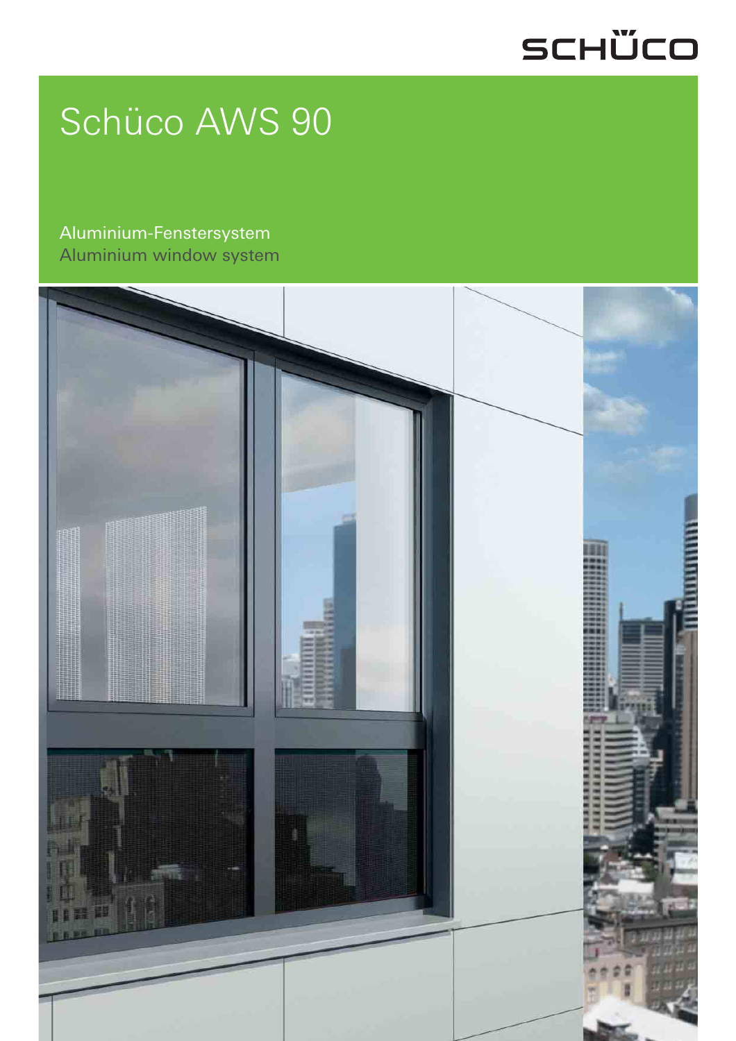SCHÜCO

# Schüco AWS 90

Aluminium-Fenstersystem
Aluminium window system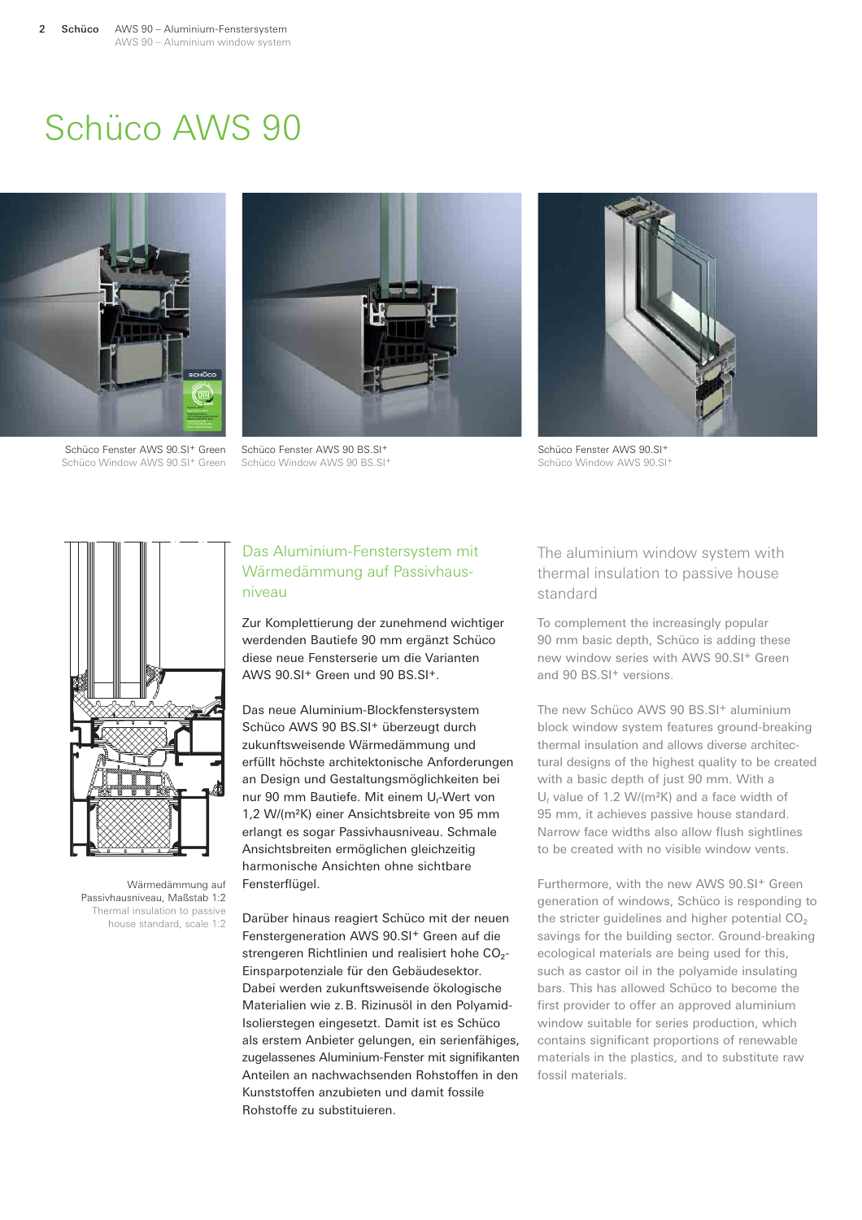# Schüco AWS 90

Schüco Fenster AWS 90.SI⁺ Green
Schüco Window AWS 90.SI⁺ Green

Schüco Fenster AWS 90 BS.SI⁺
Schüco Window AWS 90 BS.SI⁺

Schüco Fenster AWS 90.SI⁺
Schüco Window AWS 90.SI⁺

Wärmedämmung auf Passivhausniveau, Maßstab 1:2
Thermal insulation to passive house standard, scale 1:2

## Das Aluminium-Fenstersystem mit Wärmedämmung auf Passivhausniveau

Zur Komplettierung der zunehmend wichtiger werdenden Bautiefe 90 mm ergänzt Schüco diese neue Fensterserie um die Varianten AWS 90.SI⁺ Green und 90 BS.SI⁺.

Das neue Aluminium-Blockfenstersystem Schüco AWS 90 BS.SI⁺ überzeugt durch zukunftsweisende Wärmedämmung und erfüllt höchste architektonische Anforderungen an Design und Gestaltungsmöglichkeiten bei nur 90 mm Bautiefe. Mit einem $U_f$-Wert von 1,2 W/(m²K) einer Ansichtsbreite von 95 mm erlangt es sogar Passivhausniveau. Schmale Ansichtsbreiten ermöglichen gleichzeitig harmonische Ansichten ohne sichtbare Fensterflügel.

Darüber hinaus reagiert Schüco mit der neuen Fenstergeneration AWS 90.SI⁺ Green auf die strengeren Richtlinien und realisiert hohe $CO_2$-Einsparpotenziale für den Gebäudesektor. Dabei werden zukunftsweisende ökologische Materialien wie z. B. Rizinusöl in den Polyamid-Isolierstegen eingesetzt. Damit ist es Schüco als erstem Anbieter gelungen, ein serienfähiges, zugelassenes Aluminium-Fenster mit signifikanten Anteilen an nachwachsenden Rohstoffen in den Kunststoffen anzubieten und damit fossile Rohstoffe zu substituieren.

## The aluminium window system with thermal insulation to passive house standard

To complement the increasingly popular 90 mm basic depth, Schüco is adding these new window series with AWS 90.SI⁺ Green and 90 BS.SI⁺ versions.

The new Schüco AWS 90 BS.SI⁺ aluminium block window system features ground-breaking thermal insulation and allows diverse architectural designs of the highest quality to be created with a basic depth of just 90 mm. With a $U_f$ value of 1.2 W/(m²K) and a face width of 95 mm, it achieves passive house standard. Narrow face widths also allow flush sightlines to be created with no visible window vents.

Furthermore, with the new AWS 90.SI⁺ Green generation of windows, Schüco is responding to the stricter guidelines and higher potential $CO_2$ savings for the building sector. Ground-breaking ecological materials are being used for this, such as castor oil in the polyamide insulating bars. This has allowed Schüco to become the first provider to offer an approved aluminium window suitable for series production, which contains significant proportions of renewable materials in the plastics, and to substitute raw fossil materials.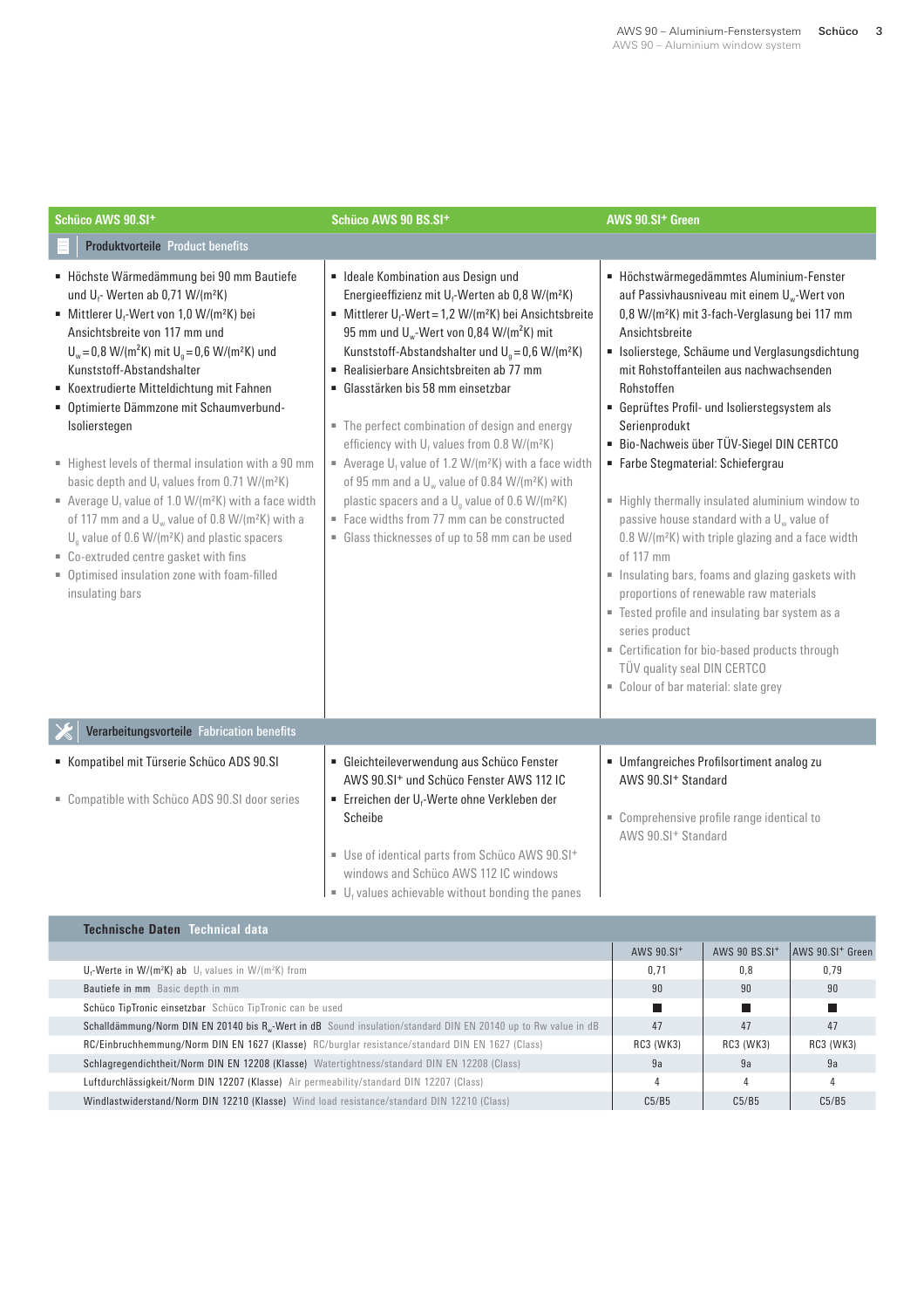| Schüco AWS 90.SI⁺ | Schüco AWS 90 BS.SI⁺ | AWS 90.SI⁺ Green |
|---|---|---|

## Produktvorteile Product benefits

### Schüco AWS 90.SI⁺

- Höchste Wärmedämmung bei 90 mm Bautiefe und $U_f$- Werten ab 0,71 W/(m²K)
- Mittlerer $U_f$-Wert von 1,0 W/(m²K) bei Ansichtsbreite von 117 mm und $U_w$ = 0,8 W/(m²K) mit $U_g$ = 0,6 W/(m²K) und Kunststoff-Abstandshalter
- Koextrudierte Mitteldichtung mit Fahnen
- Optimierte Dämmzone mit Schaumverbund-Isolierstegen

- Highest levels of thermal insulation with a 90 mm basic depth and $U_f$ values from 0.71 W/(m²K)
- Average $U_f$ value of 1.0 W/(m²K) with a face width of 117 mm and a $U_w$ value of 0.8 W/(m²K) with a $U_g$ value of 0.6 W/(m²K) and plastic spacers
- Co-extruded centre gasket with fins
- Optimised insulation zone with foam-filled insulating bars

### Schüco AWS 90 BS.SI⁺

- Ideale Kombination aus Design und Energieeffizienz mit $U_f$-Werten ab 0,8 W/(m²K)
- Mittlerer $U_f$-Wert = 1,2 W/(m²K) bei Ansichtsbreite 95 mm und $U_w$-Wert von 0,84 W/(m²K) mit Kunststoff-Abstandshalter und $U_g$ = 0,6 W/(m²K)
- Realisierbare Ansichtsbreiten ab 77 mm
- Glasstärken bis 58 mm einsetzbar

- The perfect combination of design and energy efficiency with $U_f$ values from 0.8 W/(m²K)
- Average $U_f$ value of 1.2 W/(m²K) with a face width of 95 mm and a $U_w$ value of 0.84 W/(m²K) with plastic spacers and a $U_g$ value of 0.6 W/(m²K)
- Face widths from 77 mm can be constructed
- Glass thicknesses of up to 58 mm can be used

### AWS 90.SI⁺ Green

- Höchstwärmegedämmtes Aluminium-Fenster auf Passivhausniveau mit einem $U_w$-Wert von 0,8 W/(m²K) mit 3-fach-Verglasung bei 117 mm Ansichtsbreite
- Isolierstege, Schäume und Verglasungsdichtung mit Rohstoffanteilen aus nachwachsenden Rohstoffen
- Geprüftes Profil- und Isolierstegsystem als Serienprodukt
- Bio-Nachweis über TÜV-Siegel DIN CERTCO
- Farbe Stegmaterial: Schiefergrau

- Highly thermally insulated aluminium window to passive house standard with a $U_w$ value of 0.8 W/(m²K) with triple glazing and a face width of 117 mm
- Insulating bars, foams and glazing gaskets with proportions of renewable raw materials
- Tested profile and insulating bar system as a series product
- Certification for bio-based products through TÜV quality seal DIN CERTCO
- Colour of bar material: slate grey

## Verarbeitungsvorteile Fabrication benefits

### Schüco AWS 90.SI⁺

- Kompatibel mit Türserie Schüco ADS 90.SI

- Compatible with Schüco ADS 90.SI door series

### Schüco AWS 90 BS.SI⁺

- Gleichteileverwendung aus Schüco Fenster AWS 90.SI⁺ und Schüco Fenster AWS 112 IC
- Erreichen der $U_f$-Werte ohne Verkleben der Scheibe

- Use of identical parts from Schüco AWS 90.SI⁺ windows and Schüco AWS 112 IC windows
- $U_f$ values achievable without bonding the panes

### AWS 90.SI⁺ Green

- Umfangreiches Profilsortiment analog zu AWS 90.SI⁺ Standard

- Comprehensive profile range identical to AWS 90.SI⁺ Standard

## Technische Daten Technical data

| | AWS 90.SI⁺ | AWS 90 BS.SI⁺ | AWS 90.SI⁺ Green |
|---|---|---|---|
| $U_f$-Werte in W/(m²K) ab  $U_f$ values in W/(m²K) from | 0,71 | 0,8 | 0,79 |
| Bautiefe in mm  Basic depth in mm | 90 | 90 | 90 |
| Schüco TipTronic einsetzbar  Schüco TipTronic can be used | ■ | ■ | ■ |
| Schalldämmung/Norm DIN EN 20140 bis $R_w$-Wert in dB  Sound insulation/standard DIN EN 20140 up to Rw value in dB | 47 | 47 | 47 |
| RC/Einbruchhemmung/Norm DIN EN 1627 (Klasse)  RC/burglar resistance/standard DIN EN 1627 (Class) | RC3 (WK3) | RC3 (WK3) | RC3 (WK3) |
| Schlagregendichtheit/Norm DIN EN 12208 (Klasse)  Watertightness/standard DIN EN 12208 (Class) | 9a | 9a | 9a |
| Luftdurchlässigkeit/Norm DIN 12207 (Klasse)  Air permeability/standard DIN 12207 (Class) | 4 | 4 | 4 |
| Windlastwiderstand/Norm DIN 12210 (Klasse)  Wind load resistance/standard DIN 12210 (Class) | C5/B5 | C5/B5 | C5/B5 |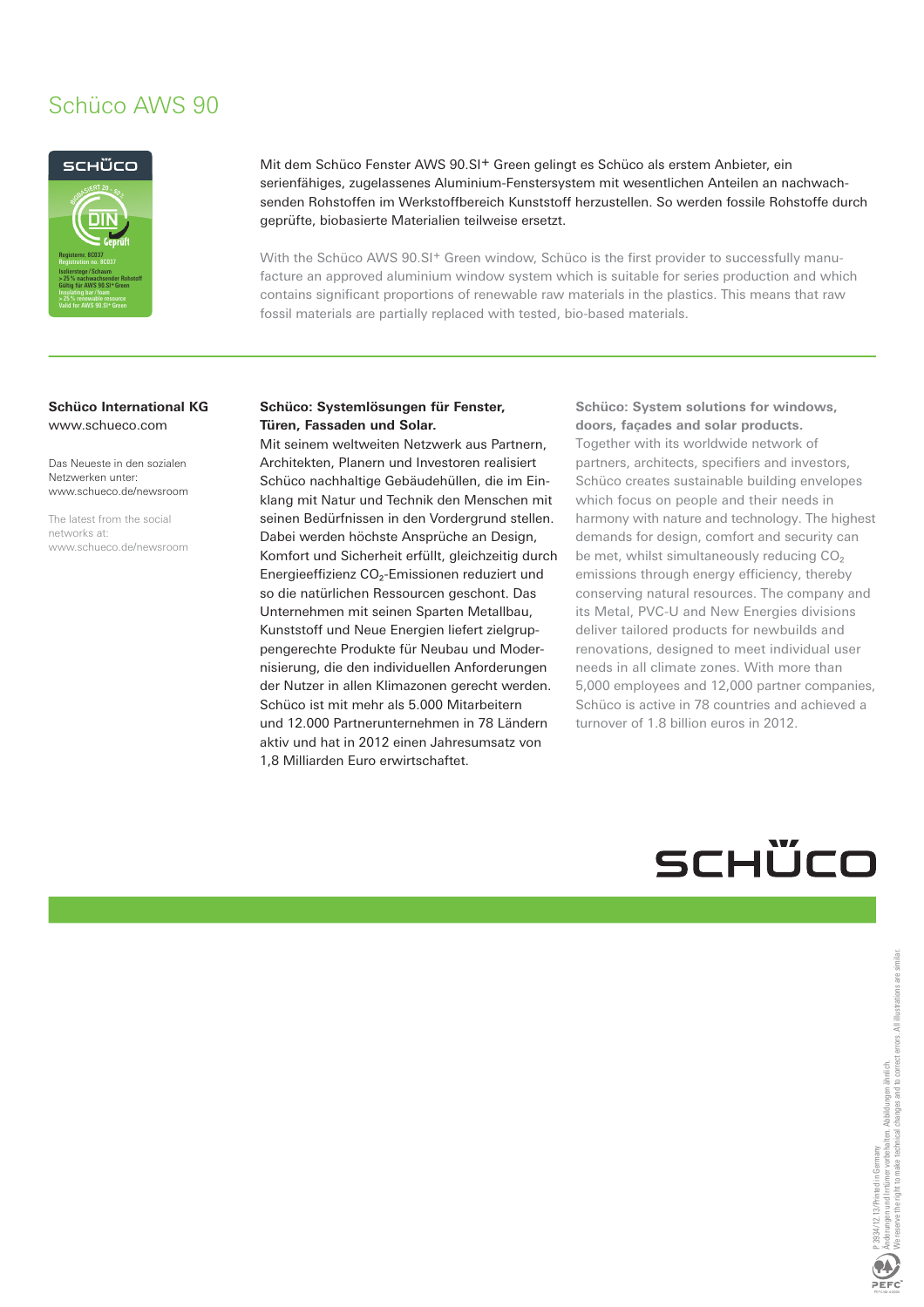# Schüco AWS 90

SCHÜCO

BIOBASIERT 20 - 50 %

DIN Geprüft

Registernr. 8C037
Registration no. 8C037
Isolierstege / Schaum
> 25 % nachwachsender Rohstoff
Gültig für AWS 90.SI+ Green
Insulating bar / foam
> 25 % renewable resource
Valid for AWS 90.SI+ Green

Mit dem Schüco Fenster AWS 90.SI+ Green gelingt es Schüco als erstem Anbieter, ein serienfähiges, zugelassenes Aluminium-Fenstersystem mit wesentlichen Anteilen an nachwachsenden Rohstoffen im Werkstoffbereich Kunststoff herzustellen. So werden fossile Rohstoffe durch geprüfte, biobasierte Materialien teilweise ersetzt.

With the Schüco AWS 90.SI+ Green window, Schüco is the first provider to successfully manufacture an approved aluminium window system which is suitable for series production and which contains significant proportions of renewable raw materials in the plastics. This means that raw fossil materials are partially replaced with tested, bio-based materials.

**Schüco International KG**
www.schueco.com

Das Neueste in den sozialen Netzwerken unter:
www.schueco.de/newsroom

The latest from the social networks at:
www.schueco.de/newsroom

**Schüco: Systemlösungen für Fenster, Türen, Fassaden und Solar.**
Mit seinem weltweiten Netzwerk aus Partnern, Architekten, Planern und Investoren realisiert Schüco nachhaltige Gebäudehüllen, die im Einklang mit Natur und Technik den Menschen mit seinen Bedürfnissen in den Vordergrund stellen. Dabei werden höchste Ansprüche an Design, Komfort und Sicherheit erfüllt, gleichzeitig durch Energieeffizienz $CO_2$-Emissionen reduziert und so die natürlichen Ressourcen geschont. Das Unternehmen mit seinen Sparten Metallbau, Kunststoff und Neue Energien liefert zielgruppengerechte Produkte für Neubau und Modernisierung, die den individuellen Anforderungen der Nutzer in allen Klimazonen gerecht werden. Schüco ist mit mehr als 5.000 Mitarbeitern und 12.000 Partnerunternehmen in 78 Ländern aktiv und hat in 2012 einen Jahresumsatz von 1,8 Milliarden Euro erwirtschaftet.

**Schüco: System solutions for windows, doors, façades and solar products.**
Together with its worldwide network of partners, architects, specifiers and investors, Schüco creates sustainable building envelopes which focus on people and their needs in harmony with nature and technology. The highest demands for design, comfort and security can be met, whilst simultaneously reducing $CO_2$ emissions through energy efficiency, thereby conserving natural resources. The company and its Metal, PVC-U and New Energies divisions deliver tailored products for newbuilds and renovations, designed to meet individual user needs in all climate zones. With more than 5,000 employees and 12,000 partner companies, Schüco is active in 78 countries and achieved a turnover of 1.8 billion euros in 2012.

SCHÜCO

P 3934/12.13/Printed in Germany
Änderungen und Irrtümer vorbehalten. Abbildungen ähnlich.
We reserve the right to make technical changes and to correct errors. All illustrations are similar.

PEFC